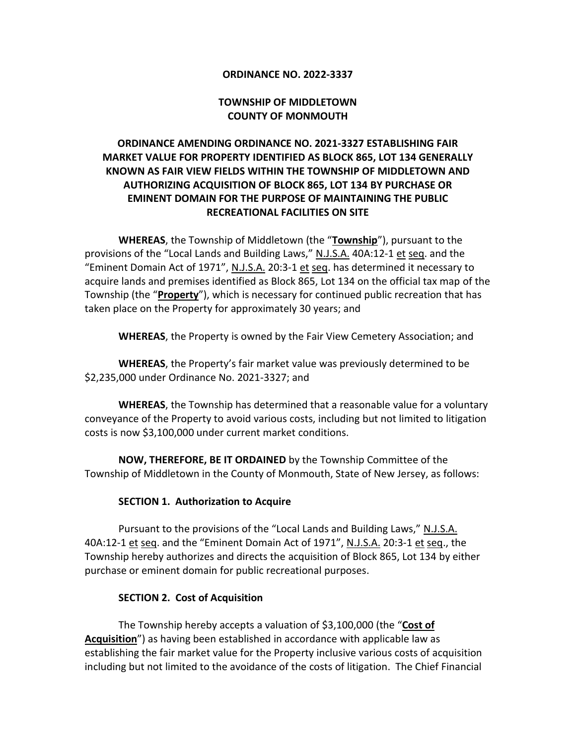**ORDINANCE NO. 2022-3337**

**TOWNSHIP OF MIDDLETOWN**
**COUNTY OF MONMOUTH**

# ORDINANCE AMENDING ORDINANCE NO. 2021-3327 ESTABLISHING FAIR MARKET VALUE FOR PROPERTY IDENTIFIED AS BLOCK 865, LOT 134 GENERALLY KNOWN AS FAIR VIEW FIELDS WITHIN THE TOWNSHIP OF MIDDLETOWN AND AUTHORIZING ACQUISITION OF BLOCK 865, LOT 134 BY PURCHASE OR EMINENT DOMAIN FOR THE PURPOSE OF MAINTAINING THE PUBLIC RECREATIONAL FACILITIES ON SITE

**WHEREAS**, the Township of Middletown (the "**Township**"), pursuant to the provisions of the "Local Lands and Building Laws," N.J.S.A. 40A:12-1 et seq. and the "Eminent Domain Act of 1971", N.J.S.A. 20:3-1 et seq. has determined it necessary to acquire lands and premises identified as Block 865, Lot 134 on the official tax map of the Township (the "**Property**"), which is necessary for continued public recreation that has taken place on the Property for approximately 30 years; and

**WHEREAS**, the Property is owned by the Fair View Cemetery Association; and

**WHEREAS**, the Property's fair market value was previously determined to be $2,235,000 under Ordinance No. 2021-3327; and

**WHEREAS**, the Township has determined that a reasonable value for a voluntary conveyance of the Property to avoid various costs, including but not limited to litigation costs is now $3,100,000 under current market conditions.

**NOW, THEREFORE, BE IT ORDAINED** by the Township Committee of the Township of Middletown in the County of Monmouth, State of New Jersey, as follows:

## SECTION 1. Authorization to Acquire

Pursuant to the provisions of the "Local Lands and Building Laws," N.J.S.A. 40A:12-1 et seq. and the "Eminent Domain Act of 1971", N.J.S.A. 20:3-1 et seq., the Township hereby authorizes and directs the acquisition of Block 865, Lot 134 by either purchase or eminent domain for public recreational purposes.

## SECTION 2. Cost of Acquisition

The Township hereby accepts a valuation of $3,100,000 (the "**Cost of Acquisition**") as having been established in accordance with applicable law as establishing the fair market value for the Property inclusive various costs of acquisition including but not limited to the avoidance of the costs of litigation. The Chief Financial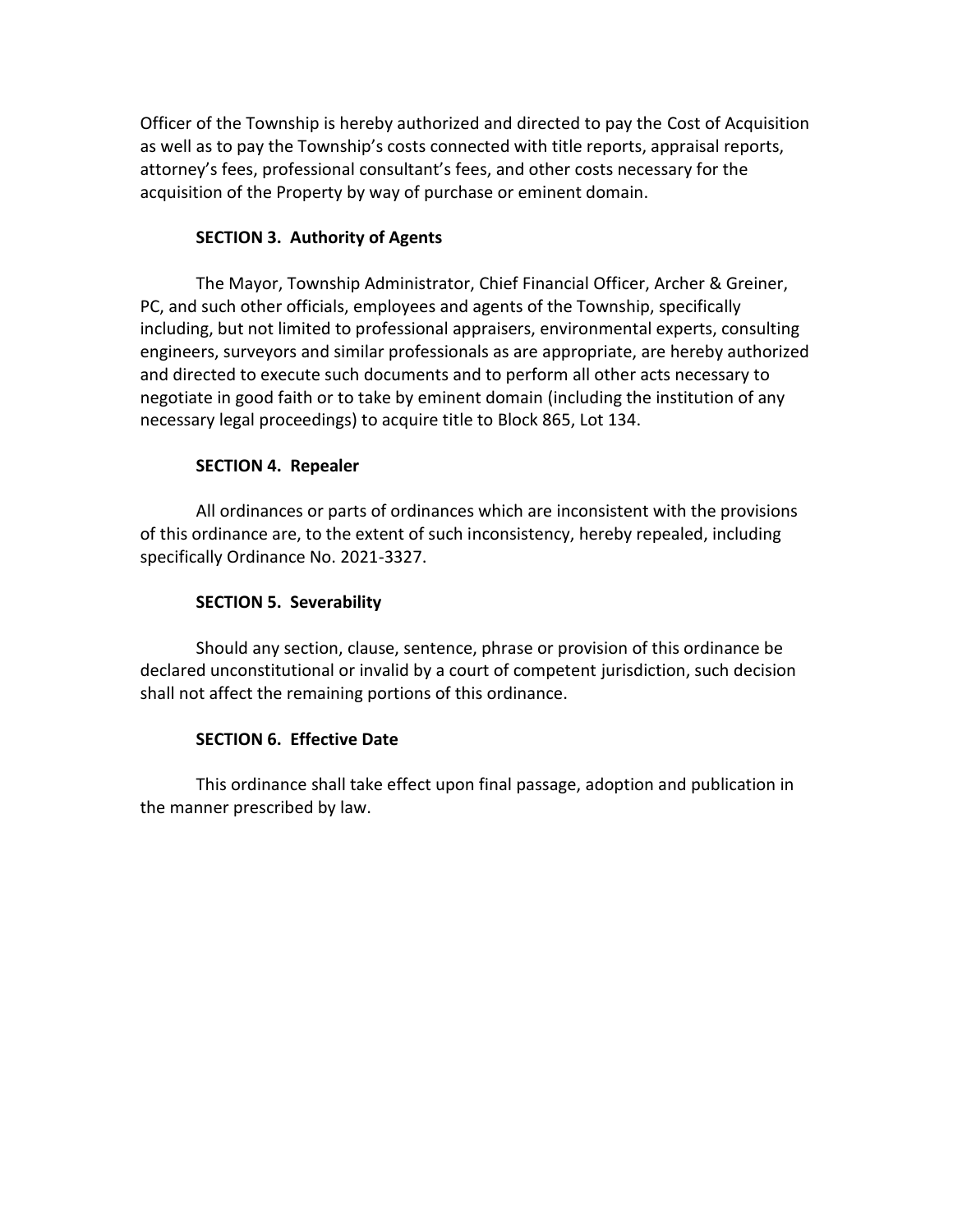Officer of the Township is hereby authorized and directed to pay the Cost of Acquisition as well as to pay the Township's costs connected with title reports, appraisal reports, attorney's fees, professional consultant's fees, and other costs necessary for the acquisition of the Property by way of purchase or eminent domain.

**SECTION 3. Authority of Agents**

The Mayor, Township Administrator, Chief Financial Officer, Archer & Greiner, PC, and such other officials, employees and agents of the Township, specifically including, but not limited to professional appraisers, environmental experts, consulting engineers, surveyors and similar professionals as are appropriate, are hereby authorized and directed to execute such documents and to perform all other acts necessary to negotiate in good faith or to take by eminent domain (including the institution of any necessary legal proceedings) to acquire title to Block 865, Lot 134.

**SECTION 4. Repealer**

All ordinances or parts of ordinances which are inconsistent with the provisions of this ordinance are, to the extent of such inconsistency, hereby repealed, including specifically Ordinance No. 2021-3327.

**SECTION 5. Severability**

Should any section, clause, sentence, phrase or provision of this ordinance be declared unconstitutional or invalid by a court of competent jurisdiction, such decision shall not affect the remaining portions of this ordinance.

**SECTION 6. Effective Date**

This ordinance shall take effect upon final passage, adoption and publication in the manner prescribed by law.